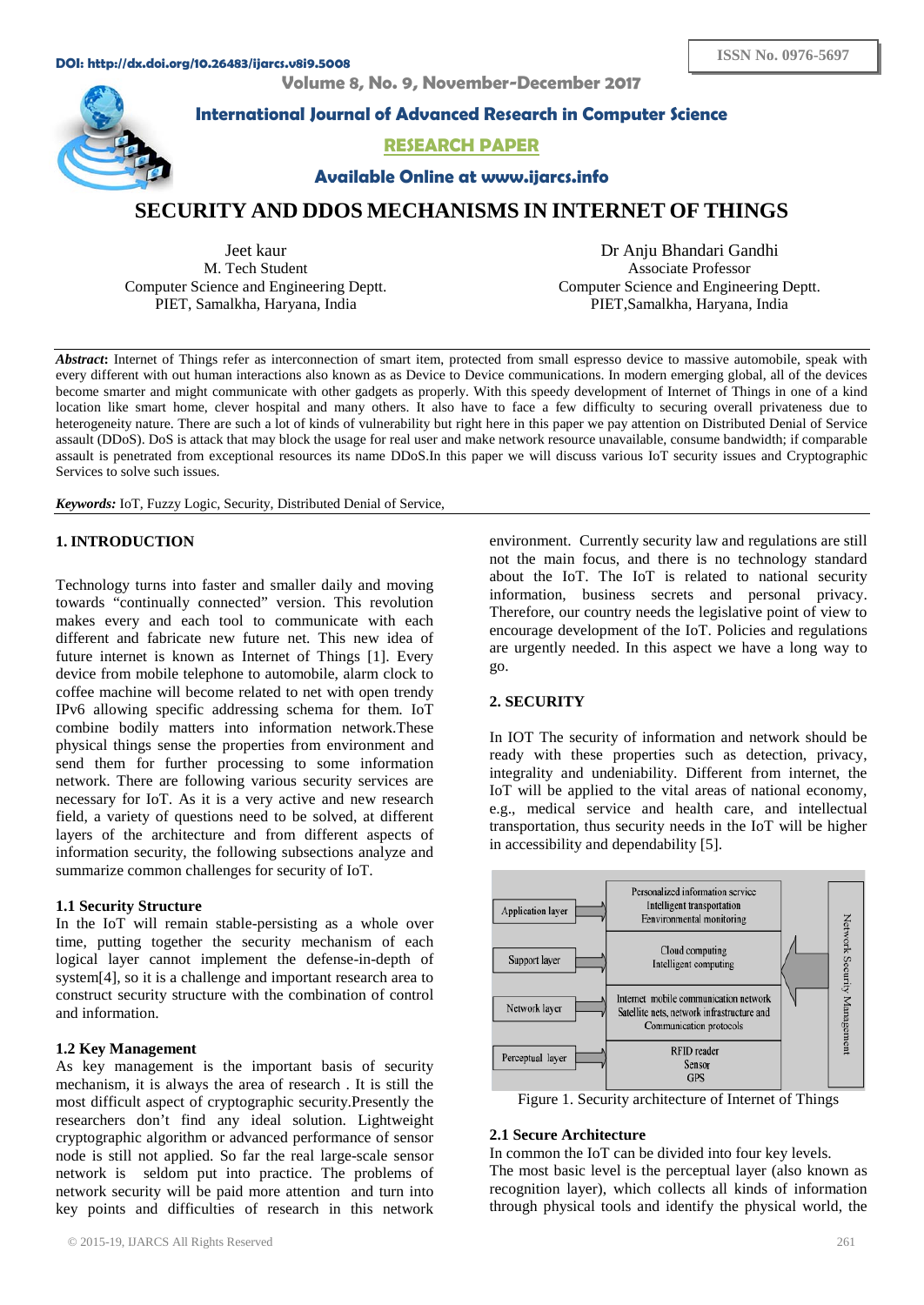# SECURITY AND DDOS MECHANISMS IN INTERNET OF THINGS

Jeet kaur
M. Tech Student
Computer Science and Engineering Deptt.
PIET, Samalkha, Haryana, India

Dr Anju Bhandari Gandhi
Associate Professor
Computer Science and Engineering Deptt.
PIET,Samalkha, Haryana, India

***Abstract*:** Internet of Things refer as interconnection of smart item, protected from small espresso device to massive automobile, speak with every different with out human interactions also known as as Device to Device communications. In modern emerging global, all of the devices become smarter and might communicate with other gadgets as properly. With this speedy development of Internet of Things in one of a kind location like smart home, clever hospital and many others. It also have to face a few difficulty to securing overall privateness due to heterogeneity nature. There are such a lot of kinds of vulnerability but right here in this paper we pay attention on Distributed Denial of Service assault (DDoS). DoS is attack that may block the usage for real user and make network resource unavailable, consume bandwidth; if comparable assault is penetrated from exceptional resources its name DDoS.In this paper we will discuss various IoT security issues and Cryptographic Services to solve such issues.

***Keywords:*** IoT, Fuzzy Logic, Security, Distributed Denial of Service,

## 1. INTRODUCTION

Technology turns into faster and smaller daily and moving towards "continually connected" version. This revolution makes every and each tool to communicate with each different and fabricate new future net. This new idea of future internet is known as Internet of Things [1]. Every device from mobile telephone to automobile, alarm clock to coffee machine will become related to net with open trendy IPv6 allowing specific addressing schema for them. IoT combine bodily matters into information network.These physical things sense the properties from environment and send them for further processing to some information network. There are following various security services are necessary for IoT. As it is a very active and new research field, a variety of questions need to be solved, at different layers of the architecture and from different aspects of information security, the following subsections analyze and summarize common challenges for security of IoT.

### 1.1 Security Structure

In the IoT will remain stable-persisting as a whole over time, putting together the security mechanism of each logical layer cannot implement the defense-in-depth of system[4], so it is a challenge and important research area to construct security structure with the combination of control and information.

### 1.2 Key Management

As key management is the important basis of security mechanism, it is always the area of research . It is still the most difficult aspect of cryptographic security.Presently the researchers don't find any ideal solution. Lightweight cryptographic algorithm or advanced performance of sensor node is still not applied. So far the real large-scale sensor network is seldom put into practice. The problems of network security will be paid more attention and turn into key points and difficulties of research in this network environment. Currently security law and regulations are still not the main focus, and there is no technology standard about the IoT. The IoT is related to national security information, business secrets and personal privacy. Therefore, our country needs the legislative point of view to encourage development of the IoT. Policies and regulations are urgently needed. In this aspect we have a long way to go.

## 2. SECURITY

In IOT The security of information and network should be ready with these properties such as detection, privacy, integrality and undeniability. Different from internet, the IoT will be applied to the vital areas of national economy, e.g., medical service and health care, and intellectual transportation, thus security needs in the IoT will be higher in accessibility and dependability [5].

| Layer | Components | |
|---|---|---|
| Application layer | Personalized information service<br>Intelligent transportation<br>Environmental monitoring | Network Security Management |
| Support layer | Cloud computing<br>Intelligent computing | |
| Network layer | Internet mobile communication network<br>Satellite nets, network infrastructure and<br>Communication protocols | |
| Perceptual layer | RFID reader<br>Sensor<br>GPS | |

Figure 1. Security architecture of Internet of Things

### 2.1 Secure Architecture

In common the IoT can be divided into four key levels.

The most basic level is the perceptual layer (also known as recognition layer), which collects all kinds of information through physical tools and identify the physical world, the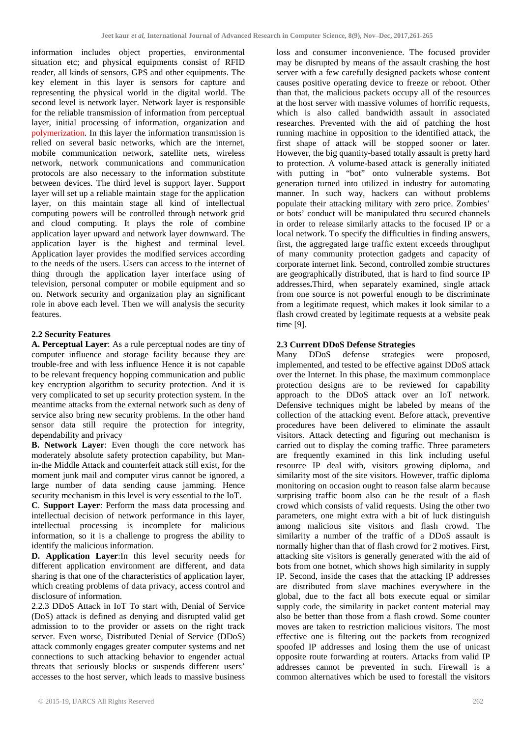information includes object properties, environmental situation etc; and physical equipments consist of RFID reader, all kinds of sensors, GPS and other equipments. The key element in this layer is sensors for capture and representing the physical world in the digital world. The second level is network layer. Network layer is responsible for the reliable transmission of information from perceptual layer, initial processing of information, organization and polymerization. In this layer the information transmission is relied on several basic networks, which are the internet, mobile communication network, satellite nets, wireless network, network communications and communication protocols are also necessary to the information substitute between devices. The third level is support layer. Support layer will set up a reliable maintain stage for the application layer, on this maintain stage all kind of intellectual computing powers will be controlled through network grid and cloud computing. It plays the role of combine application layer upward and network layer downward. The application layer is the highest and terminal level. Application layer provides the modified services according to the needs of the users. Users can access to the internet of thing through the application layer interface using of television, personal computer or mobile equipment and so on. Network security and organization play an significant role in above each level. Then we will analysis the security features.

### 2.2 Security Features

**A. Perceptual Layer**: As a rule perceptual nodes are tiny of computer influence and storage facility because they are trouble-free and with less influence Hence it is not capable to be relevant frequency hopping communication and public key encryption algorithm to security protection. And it is very complicated to set up security protection system. In the meantime attacks from the external network such as deny of service also bring new security problems. In the other hand sensor data still require the protection for integrity, dependability and privacy

**B. Network Layer**: Even though the core network has moderately absolute safety protection capability, but Man-in-the Middle Attack and counterfeit attack still exist, for the moment junk mail and computer virus cannot be ignored, a large number of data sending cause jamming. Hence security mechanism in this level is very essential to the IoT.

**C**. **Support Layer**: Perform the mass data processing and intellectual decision of network performance in this layer, intellectual processing is incomplete for malicious information, so it is a challenge to progress the ability to identify the malicious information.

**D. Application Layer**:In this level security needs for different application environment are different, and data sharing is that one of the characteristics of application layer, which creating problems of data privacy, access control and disclosure of information.

2.2.3 DDoS Attack in IoT To start with, Denial of Service (DoS) attack is defined as denying and disrupted valid get admission to to the provider or assets on the right track server. Even worse, Distributed Denial of Service (DDoS) attack commonly engages greater computer systems and net connections to such attacking behavior to engender actual threats that seriously blocks or suspends different users' accesses to the host server, which leads to massive business loss and consumer inconvenience. The focused provider may be disrupted by means of the assault crashing the host server with a few carefully designed packets whose content causes positive operating device to freeze or reboot. Other than that, the malicious packets occupy all of the resources at the host server with massive volumes of horrific requests, which is also called bandwidth assault in associated researches. Prevented with the aid of patching the host running machine in opposition to the identified attack, the first shape of attack will be stopped sooner or later. However, the big quantity-based totally assault is pretty hard to protection. A volume-based attack is generally initiated with putting in "bot" onto vulnerable systems. Bot generation turned into utilized in industry for automating manner. In such way, hackers can without problems populate their attacking military with zero price. Zombies' or bots' conduct will be manipulated thru secured channels in order to release similarly attacks to the focused IP or a local network. To specify the difficulties in finding answers, first, the aggregated large traffic extent exceeds throughput of many community protection gadgets and capacity of corporate internet link. Second, controlled zombie structures are geographically distributed, that is hard to find source IP addresses**.**Third, when separately examined, single attack from one source is not powerful enough to be discriminate from a legitimate request, which makes it look similar to a flash crowd created by legitimate requests at a website peak time [9].

### 2.3 Current DDoS Defense Strategies

Many DDoS defense strategies were proposed, implemented, and tested to be effective against DDoS attack over the Internet. In this phase, the maximum commonplace protection designs are to be reviewed for capability approach to the DDoS attack over an IoT network. Defensive techniques might be labeled by means of the collection of the attacking event. Before attack, preventive procedures have been delivered to eliminate the assault visitors. Attack detecting and figuring out mechanism is carried out to display the coming traffic. Three parameters are frequently examined in this link including useful resource IP deal with, visitors growing diploma, and similarity most of the site visitors. However, traffic diploma monitoring on occasion ought to reason false alarm because surprising traffic boom also can be the result of a flash crowd which consists of valid requests. Using the other two parameters, one might extra with a bit of luck distinguish among malicious site visitors and flash crowd. The similarity a number of the traffic of a DDoS assault is normally higher than that of flash crowd for 2 motives. First, attacking site visitors is generally generated with the aid of bots from one botnet, which shows high similarity in supply IP. Second, inside the cases that the attacking IP addresses are distributed from slave machines everywhere in the global, due to the fact all bots execute equal or similar supply code, the similarity in packet content material may also be better than those from a flash crowd. Some counter moves are taken to restriction malicious visitors. The most effective one is filtering out the packets from recognized spoofed IP addresses and losing them the use of unicast opposite route forwarding at routers. Attacks from valid IP addresses cannot be prevented in such. Firewall is a common alternatives which be used to forestall the visitors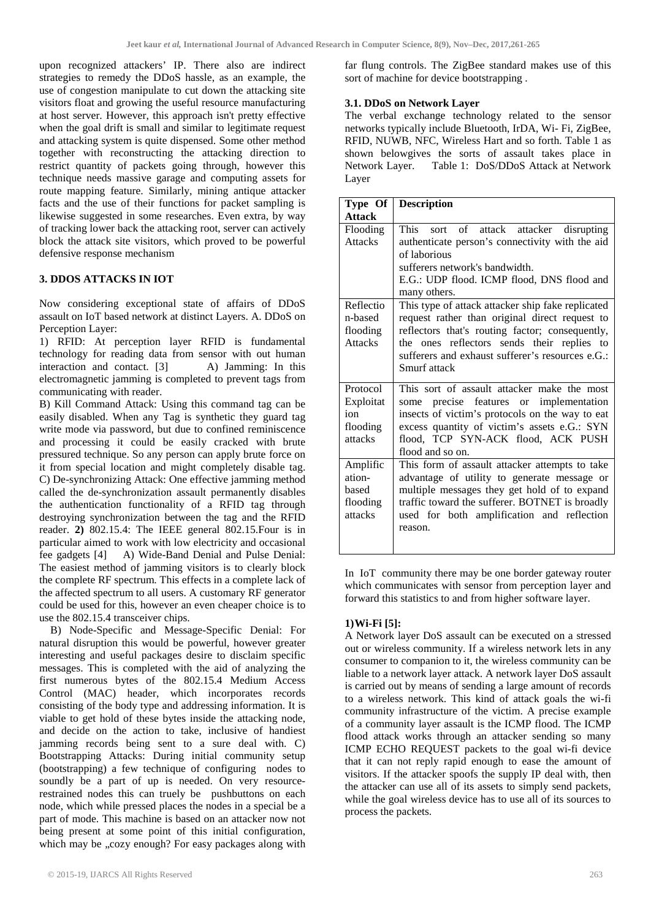upon recognized attackers' IP. There also are indirect strategies to remedy the DDoS hassle, as an example, the use of congestion manipulate to cut down the attacking site visitors float and growing the useful resource manufacturing at host server. However, this approach isn't pretty effective when the goal drift is small and similar to legitimate request and attacking system is quite dispensed. Some other method together with reconstructing the attacking direction to restrict quantity of packets going through, however this technique needs massive garage and computing assets for route mapping feature. Similarly, mining antique attacker facts and the use of their functions for packet sampling is likewise suggested in some researches. Even extra, by way of tracking lower back the attacking root, server can actively block the attack site visitors, which proved to be powerful defensive response mechanism

## 3. DDOS ATTACKS IN IOT

Now considering exceptional state of affairs of DDoS assault on IoT based network at distinct Layers. A. DDoS on Perception Layer:

1) RFID: At perception layer RFID is fundamental technology for reading data from sensor with out human interaction and contact. [3] A) Jamming: In this electromagnetic jamming is completed to prevent tags from communicating with reader.

B) Kill Command Attack: Using this command tag can be easily disabled. When any Tag is synthetic they guard tag write mode via password, but due to confined reminiscence and processing it could be easily cracked with brute pressured technique. So any person can apply brute force on it from special location and might completely disable tag. C) De-synchronizing Attack: One effective jamming method called the de-synchronization assault permanently disables the authentication functionality of a RFID tag through destroying synchronization between the tag and the RFID reader. **2)** 802.15.4: The IEEE general 802.15.Four is in particular aimed to work with low electricity and occasional fee gadgets [4] A) Wide-Band Denial and Pulse Denial: The easiest method of jamming visitors is to clearly block the complete RF spectrum. This effects in a complete lack of the affected spectrum to all users. A customary RF generator could be used for this, however an even cheaper choice is to use the 802.15.4 transceiver chips.

B) Node-Specific and Message-Specific Denial: For natural disruption this would be powerful, however greater interesting and useful packages desire to disclaim specific messages. This is completed with the aid of analyzing the first numerous bytes of the 802.15.4 Medium Access Control (MAC) header, which incorporates records consisting of the body type and addressing information. It is viable to get hold of these bytes inside the attacking node, and decide on the action to take, inclusive of handiest jamming records being sent to a sure deal with. C) Bootstrapping Attacks: During initial community setup (bootstrapping) a few technique of configuring nodes to soundly be a part of up is needed. On very resource-restrained nodes this can truely be pushbuttons on each node, which while pressed places the nodes in a special be a part of mode. This machine is based on an attacker now not being present at some point of this initial configuration, which may be „cozy enough? For easy packages along with far flung controls. The ZigBee standard makes use of this sort of machine for device bootstrapping .

### 3.1. DDoS on Network Layer

The verbal exchange technology related to the sensor networks typically include Bluetooth, IrDA, Wi- Fi, ZigBee, RFID, NUWB, NFC, Wireless Hart and so forth. Table 1 as shown belowgives the sorts of assault takes place in Network Layer. Table 1: DoS/DDoS Attack at Network Layer

| Type Of Attack | Description |
|---|---|
| Flooding Attacks | This sort of attack attacker disrupting authenticate person's connectivity with the aid of laborious sufferers network's bandwidth. E.G.: UDP flood. ICMP flood, DNS flood and many others. |
| Reflection-based flooding Attacks | This type of attack attacker ship fake replicated request rather than original direct request to reflectors that's routing factor; consequently, the ones reflectors sends their replies to sufferers and exhaust sufferer's resources e.G.: Smurf attack |
| Protocol Exploitation flooding attacks | This sort of assault attacker make the most some precise features or implementation insects of victim's protocols on the way to eat excess quantity of victim's assets e.G.: SYN flood, TCP SYN-ACK flood, ACK PUSH flood and so on. |
| Amplification-based flooding attacks | This form of assault attacker attempts to take advantage of utility to generate message or multiple messages they get hold of to expand traffic toward the sufferer. BOTNET is broadly used for both amplification and reflection reason. |

In IoT community there may be one border gateway router which communicates with sensor from perception layer and forward this statistics to and from higher software layer.

#### 1)Wi-Fi [5]:

A Network layer DoS assault can be executed on a stressed out or wireless community. If a wireless network lets in any consumer to companion to it, the wireless community can be liable to a network layer attack. A network layer DoS assault is carried out by means of sending a large amount of records to a wireless network. This kind of attack goals the wi-fi community infrastructure of the victim. A precise example of a community layer assault is the ICMP flood. The ICMP flood attack works through an attacker sending so many ICMP ECHO REQUEST packets to the goal wi-fi device that it can not reply rapid enough to ease the amount of visitors. If the attacker spoofs the supply IP deal with, then the attacker can use all of its assets to simply send packets, while the goal wireless device has to use all of its sources to process the packets.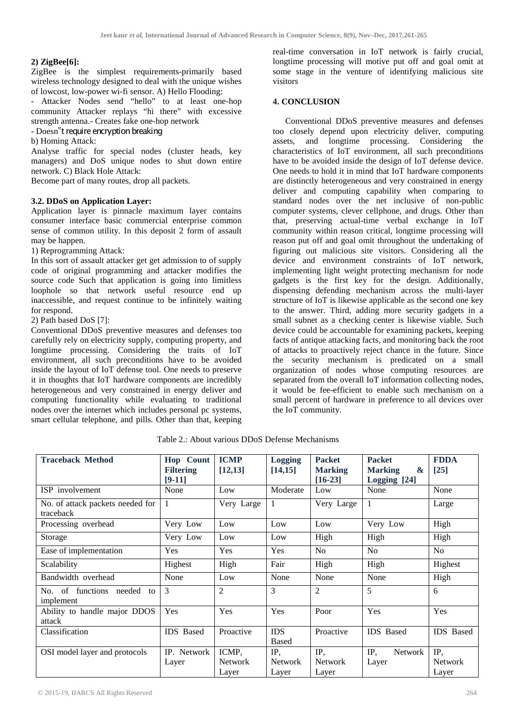### 2) ZigBee[6]:

ZigBee is the simplest requirements-primarily based wireless technology designed to deal with the unique wishes of lowcost, low-power wi-fi sensor. A) Hello Flooding:

- Attacker Nodes send "hello" to at least one-hop community Attacker replays "hi there" with excessive strength antenna.- Creates fake one-hop network
- Doesn"t require encryption breaking

b) Homing Attack:

Analyse traffic for special nodes (cluster heads, key managers) and DoS unique nodes to shut down entire network. C) Black Hole Attack:

Become part of many routes, drop all packets.

### 3.2. DDoS on Application Layer:

Application layer is pinnacle maximum layer contains consumer interface basic commercial enterprise common sense of common utility. In this deposit 2 form of assault may be happen.

1) Reprogramming Attack:

In this sort of assault attacker get get admission to of supply code of original programming and attacker modifies the source code Such that application is going into limitless loophole so that network useful resource end up inaccessible, and request continue to be infinitely waiting for respond.

2) Path based DoS [7]:

Conventional DDoS preventive measures and defenses too carefully rely on electricity supply, computing property, and longtime processing. Considering the traits of IoT environment, all such preconditions have to be avoided inside the layout of IoT defense tool. One needs to preserve it in thoughts that IoT hardware components are incredibly heterogeneous and very constrained in energy deliver and computing functionality while evaluating to traditional nodes over the internet which includes personal pc systems, smart cellular telephone, and pills. Other than that, keeping real-time conversation in IoT network is fairly crucial, longtime processing will motive put off and goal omit at some stage in the venture of identifying malicious site visitors

## 4. CONCLUSION

Conventional DDoS preventive measures and defenses too closely depend upon electricity deliver, computing assets, and longtime processing. Considering the characteristics of IoT environment, all such preconditions have to be avoided inside the design of IoT defense device. One needs to hold it in mind that IoT hardware components are distinctly heterogeneous and very constrained in energy deliver and computing capability when comparing to standard nodes over the net inclusive of non-public computer systems, clever cellphone, and drugs. Other than that, preserving actual-time verbal exchange in IoT community within reason critical, longtime processing will reason put off and goal omit throughout the undertaking of figuring out malicious site visitors. Considering all the device and environment constraints of IoT network, implementing light weight protecting mechanism for node gadgets is the first key for the design. Additionally, dispensing defending mechanism across the multi-layer structure of IoT is likewise applicable as the second one key to the answer. Third, adding more security gadgets in a small subnet as a checking center is likewise viable. Such device could be accountable for examining packets, keeping facts of antique attacking facts, and monitoring back the root of attacks to proactively reject chance in the future. Since the security mechanism is predicated on a small organization of nodes whose computing resources are separated from the overall IoT information collecting nodes, it would be fee-efficient to enable such mechanism on a small percent of hardware in preference to all devices over the IoT community.

Table 2.: About various DDoS Defense Mechanisms

| Traceback Method | Hop Count Filtering [9-11] | ICMP [12,13] | Logging [14,15] | Packet Marking [16-23] | Packet Marking & Logging [24] | FDDA [25] |
|---|---|---|---|---|---|---|
| ISP involvement | None | Low | Moderate | Low | None | None |
| No. of attack packets needed for traceback | 1 | Very Large | 1 | Very Large | 1 | Large |
| Processing overhead | Very Low | Low | Low | Low | Very Low | High |
| Storage | Very Low | Low | Low | High | High | High |
| Ease of implementation | Yes | Yes | Yes | No | No | No |
| Scalability | Highest | High | Fair | High | High | Highest |
| Bandwidth overhead | None | Low | None | None | None | High |
| No. of functions needed to implement | 3 | 2 | 3 | 2 | 5 | 6 |
| Ability to handle major DDOS attack | Yes | Yes | Yes | Poor | Yes | Yes |
| Classification | IDS Based | Proactive | IDS Based | Proactive | IDS Based | IDS Based |
| OSI model layer and protocols | IP. Network Layer | ICMP, Network Layer | IP, Network Layer | IP, Network Layer | IP, Network Layer | IP, Network Layer |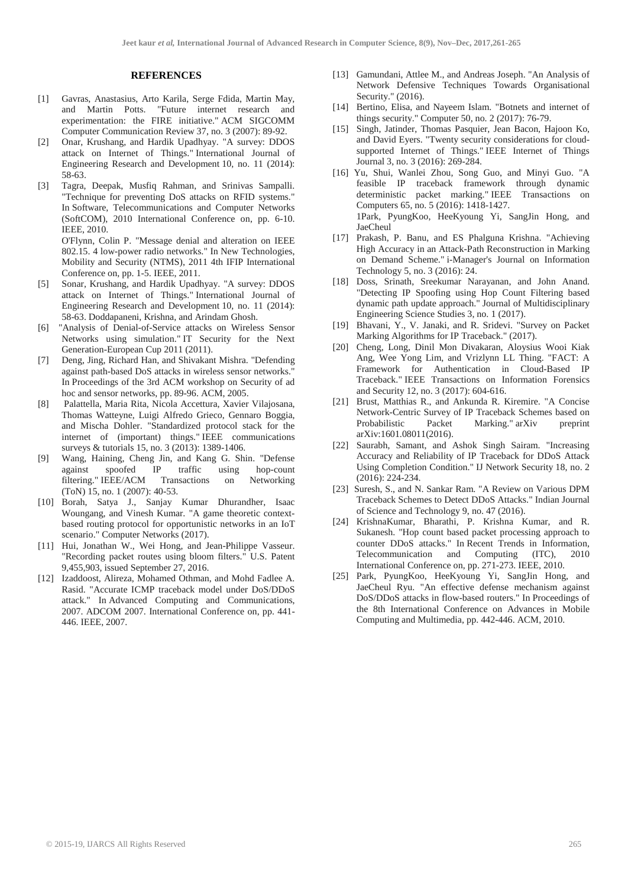## REFERENCES

[1] Gavras, Anastasius, Arto Karila, Serge Fdida, Martin May, and Martin Potts. "Future internet research and experimentation: the FIRE initiative." ACM SIGCOMM Computer Communication Review 37, no. 3 (2007): 89-92.

[2] Onar, Krushang, and Hardik Upadhyay. "A survey: DDOS attack on Internet of Things." International Journal of Engineering Research and Development 10, no. 11 (2014): 58-63.

[3] Tagra, Deepak, Musfiq Rahman, and Srinivas Sampalli. "Technique for preventing DoS attacks on RFID systems." In Software, Telecommunications and Computer Networks (SoftCOM), 2010 International Conference on, pp. 6-10. IEEE, 2010.

O'Flynn, Colin P. "Message denial and alteration on IEEE 802.15. 4 low-power radio networks." In New Technologies, Mobility and Security (NTMS), 2011 4th IFIP International Conference on, pp. 1-5. IEEE, 2011.

[5] Sonar, Krushang, and Hardik Upadhyay. "A survey: DDOS attack on Internet of Things." International Journal of Engineering Research and Development 10, no. 11 (2014): 58-63. Doddapaneni, Krishna, and Arindam Ghosh.

[6] "Analysis of Denial-of-Service attacks on Wireless Sensor Networks using simulation." IT Security for the Next Generation-European Cup 2011 (2011).

[7] Deng, Jing, Richard Han, and Shivakant Mishra. "Defending against path-based DoS attacks in wireless sensor networks." In Proceedings of the 3rd ACM workshop on Security of ad hoc and sensor networks, pp. 89-96. ACM, 2005.

[8] Palattella, Maria Rita, Nicola Accettura, Xavier Vilajosana, Thomas Watteyne, Luigi Alfredo Grieco, Gennaro Boggia, and Mischa Dohler. "Standardized protocol stack for the internet of (important) things." IEEE communications surveys & tutorials 15, no. 3 (2013): 1389-1406.

[9] Wang, Haining, Cheng Jin, and Kang G. Shin. "Defense against spoofed IP traffic using hop-count filtering." IEEE/ACM Transactions on Networking (ToN) 15, no. 1 (2007): 40-53.

[10] Borah, Satya J., Sanjay Kumar Dhurandher, Isaac Woungang, and Vinesh Kumar. "A game theoretic context-based routing protocol for opportunistic networks in an IoT scenario." Computer Networks (2017).

[11] Hui, Jonathan W., Wei Hong, and Jean-Philippe Vasseur. "Recording packet routes using bloom filters." U.S. Patent 9,455,903, issued September 27, 2016.

[12] Izaddoost, Alireza, Mohamed Othman, and Mohd Fadlee A. Rasid. "Accurate ICMP traceback model under DoS/DDoS attack." In Advanced Computing and Communications, 2007. ADCOM 2007. International Conference on, pp. 441-446. IEEE, 2007.

[13] Gamundani, Attlee M., and Andreas Joseph. "An Analysis of Network Defensive Techniques Towards Organisational Security." (2016).

[14] Bertino, Elisa, and Nayeem Islam. "Botnets and internet of things security." Computer 50, no. 2 (2017): 76-79.

[15] Singh, Jatinder, Thomas Pasquier, Jean Bacon, Hajoon Ko, and David Eyers. "Twenty security considerations for cloud-supported Internet of Things." IEEE Internet of Things Journal 3, no. 3 (2016): 269-284.

[16] Yu, Shui, Wanlei Zhou, Song Guo, and Minyi Guo. "A feasible IP traceback framework through dynamic deterministic packet marking." IEEE Transactions on Computers 65, no. 5 (2016): 1418-1427.
1Park, PyungKoo, HeeKyoung Yi, SangJin Hong, and JaeCheul

[17] Prakash, P. Banu, and ES Phalguna Krishna. "Achieving High Accuracy in an Attack-Path Reconstruction in Marking on Demand Scheme." i-Manager's Journal on Information Technology 5, no. 3 (2016): 24.

[18] Doss, Srinath, Sreekumar Narayanan, and John Anand. "Detecting IP Spoofing using Hop Count Filtering based dynamic path update approach." Journal of Multidisciplinary Engineering Science Studies 3, no. 1 (2017).

[19] Bhavani, Y., V. Janaki, and R. Sridevi. "Survey on Packet Marking Algorithms for IP Traceback." (2017).

[20] Cheng, Long, Dinil Mon Divakaran, Aloysius Wooi Kiak Ang, Wee Yong Lim, and Vrizlynn LL Thing. "FACT: A Framework for Authentication in Cloud-Based IP Traceback." IEEE Transactions on Information Forensics and Security 12, no. 3 (2017): 604-616.

[21] Brust, Matthias R., and Ankunda R. Kiremire. "A Concise Network-Centric Survey of IP Traceback Schemes based on Probabilistic Packet Marking." arXiv preprint arXiv:1601.08011(2016).

[22] Saurabh, Samant, and Ashok Singh Sairam. "Increasing Accuracy and Reliability of IP Traceback for DDoS Attack Using Completion Condition." IJ Network Security 18, no. 2 (2016): 224-234.

[23] Suresh, S., and N. Sankar Ram. "A Review on Various DPM Traceback Schemes to Detect DDoS Attacks." Indian Journal of Science and Technology 9, no. 47 (2016).

[24] KrishnaKumar, Bharathi, P. Krishna Kumar, and R. Sukanesh. "Hop count based packet processing approach to counter DDoS attacks." In Recent Trends in Information, Telecommunication and Computing (ITC), 2010 International Conference on, pp. 271-273. IEEE, 2010.

[25] Park, PyungKoo, HeeKyoung Yi, SangJin Hong, and JaeCheul Ryu. "An effective defense mechanism against DoS/DDoS attacks in flow-based routers." In Proceedings of the 8th International Conference on Advances in Mobile Computing and Multimedia, pp. 442-446. ACM, 2010.